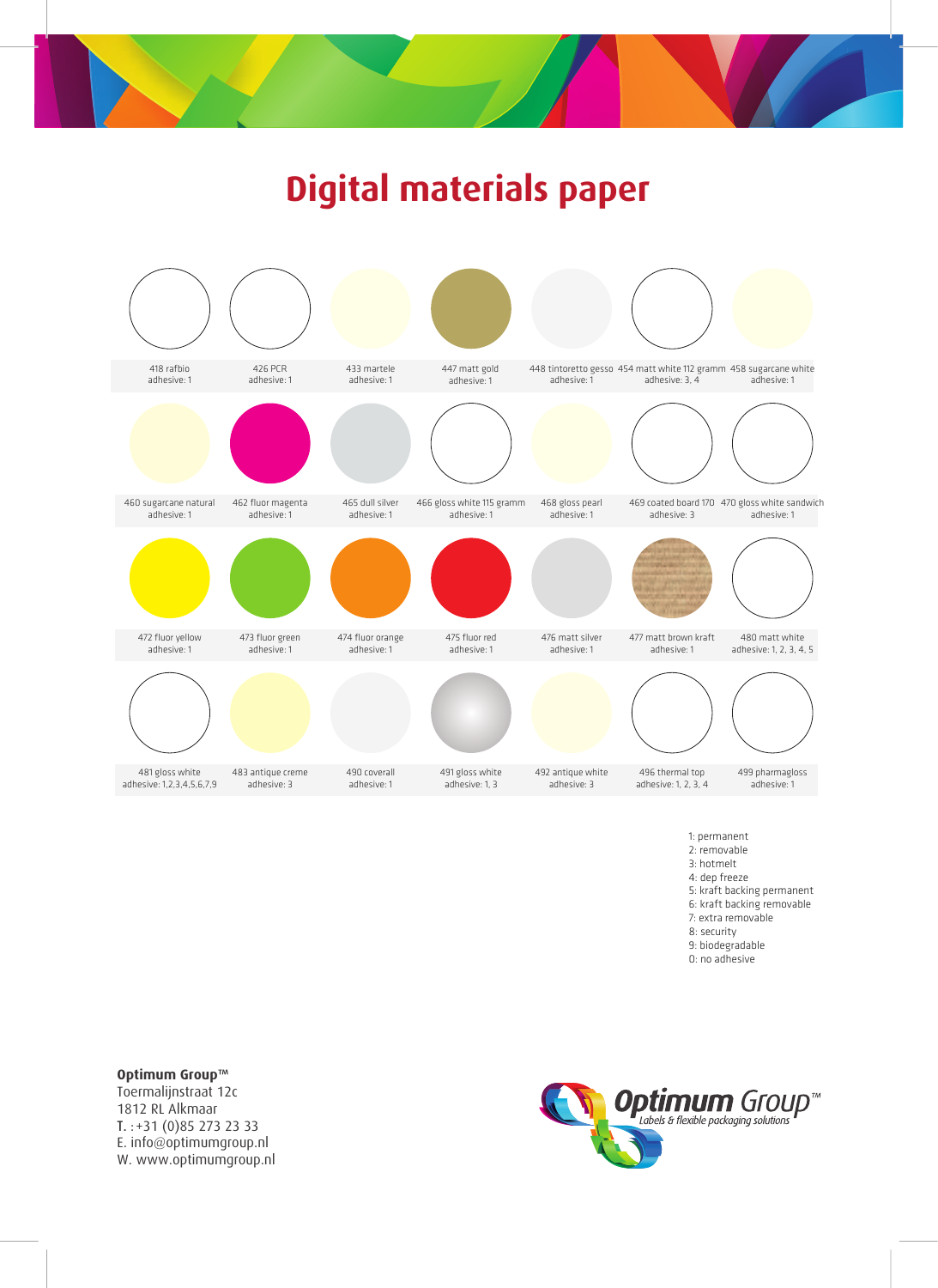# Digital materials paper

| | | | | | | |
|---|---|---|---|---|---|---|
| 418 rafbio<br>adhesive: 1 | 426 PCR<br>adhesive: 1 | 433 martele<br>adhesive: 1 | 447 matt gold<br>adhesive: 1 | 448 tintoretto gesso<br>adhesive: 1 | 454 matt white 112 gramm<br>adhesive: 3, 4 | 458 sugarcane white<br>adhesive: 1 |
| 460 sugarcane natural<br>adhesive: 1 | 462 fluor magenta<br>adhesive: 1 | 465 dull silver<br>adhesive: 1 | 466 gloss white 115 gramm<br>adhesive: 1 | 468 gloss pearl<br>adhesive: 1 | 469 coated board 170<br>adhesive: 3 | 470 gloss white sandwich<br>adhesive: 1 |
| 472 fluor yellow<br>adhesive: 1 | 473 fluor green<br>adhesive: 1 | 474 fluor orange<br>adhesive: 1 | 475 fluor red<br>adhesive: 1 | 476 matt silver<br>adhesive: 1 | 477 matt brown kraft<br>adhesive: 1 | 480 matt white<br>adhesive: 1, 2, 3, 4, 5 |
| 481 gloss white<br>adhesive: 1,2,3,4,5,6,7,9 | 483 antique creme<br>adhesive: 3 | 490 coverall<br>adhesive: 1 | 491 gloss white<br>adhesive: 1, 3 | 492 antique white<br>adhesive: 3 | 496 thermal top<br>adhesive: 1, 2, 3, 4 | 499 pharmagloss<br>adhesive: 1 |

1: permanent
2: removable
3: hotmelt
4: dep freeze
5: kraft backing permanent
6: kraft backing removable
7: extra removable
8: security
9: biodegradable
0: no adhesive

**Optimum Group™**
Toermalijnstraat 12c
1812 RL Alkmaar
T. :+31 (0)85 273 23 33
E. info@optimumgroup.nl
W. www.optimumgroup.nl

Optimum Group™
Labels & flexible packaging solutions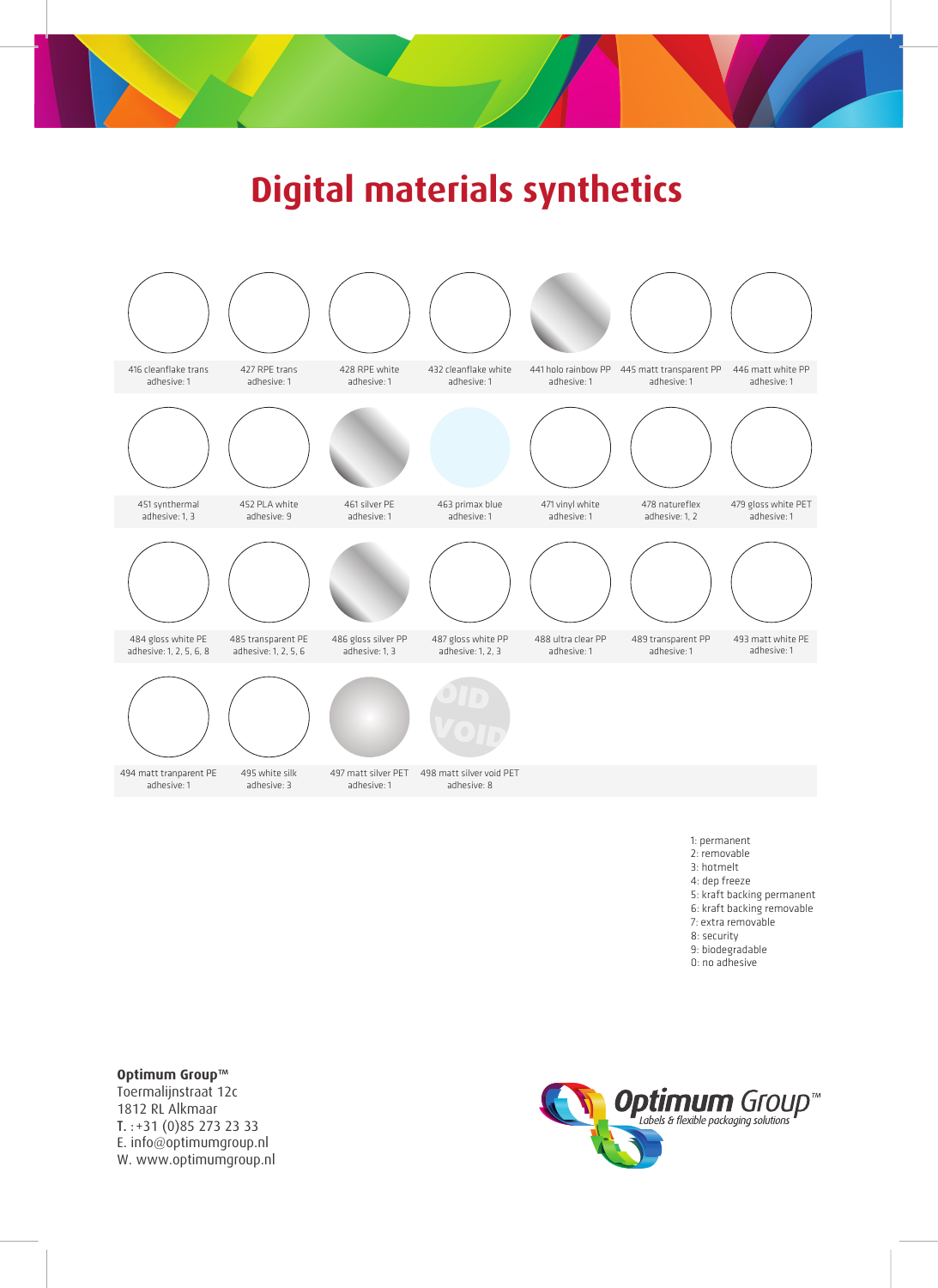# Digital materials synthetics

| | | | | | | |
|---|---|---|---|---|---|---|
| 416 cleanflake trans<br>adhesive: 1 | 427 RPE trans<br>adhesive: 1 | 428 RPE white<br>adhesive: 1 | 432 cleanflake white<br>adhesive: 1 | 441 holo rainbow PP<br>adhesive: 1 | 445 matt transparent PP<br>adhesive: 1 | 446 matt white PP<br>adhesive: 1 |
| 451 synthermal<br>adhesive: 1, 3 | 452 PLA white<br>adhesive: 9 | 461 silver PE<br>adhesive: 1 | 463 primax blue<br>adhesive: 1 | 471 vinyl white<br>adhesive: 1 | 478 natureflex<br>adhesive: 1, 2 | 479 gloss white PET<br>adhesive: 1 |
| 484 gloss white PE<br>adhesive: 1, 2, 5, 6, 8 | 485 transparent PE<br>adhesive: 1, 2, 5, 6 | 486 gloss silver PP<br>adhesive: 1, 3 | 487 gloss white PP<br>adhesive: 1, 2, 3 | 488 ultra clear PP<br>adhesive: 1 | 489 transparent PP<br>adhesive: 1 | 493 matt white PE<br>adhesive: 1 |
| 494 matt tranparent PE<br>adhesive: 1 | 495 white silk<br>adhesive: 3 | 497 matt silver PET<br>adhesive: 1 | 498 matt silver void PET<br>adhesive: 8 | | | |

1: permanent
2: removable
3: hotmelt
4: dep freeze
5: kraft backing permanent
6: kraft backing removable
7: extra removable
8: security
9: biodegradable
0: no adhesive

**Optimum Group™**
Toermalijnstraat 12c
1812 RL Alkmaar
T. :+31 (0)85 273 23 33
E. info@optimumgroup.nl
W. www.optimumgroup.nl

Optimum Group™
Labels & flexible packaging solutions